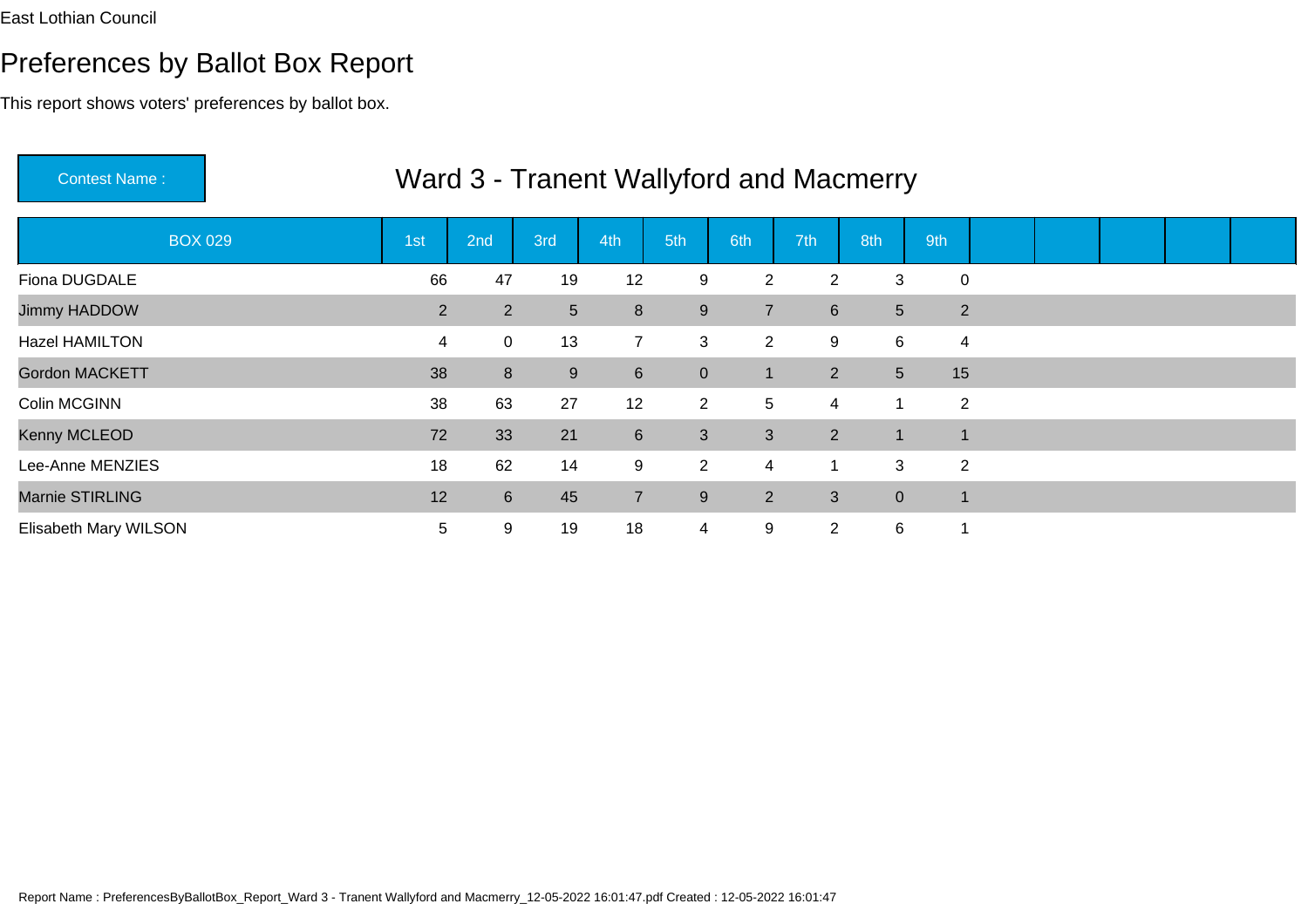East Lothian Council

# Preferences by Ballot Box Report

This report shows voters' preferences by ballot box.

Contest Name : **Ward 3 - Tranent Wallyford and Macmerry**

| BOX 029 | 1st | 2nd | 3rd | 4th | 5th | 6th | 7th | 8th | 9th | | | | | |
|---|---|---|---|---|---|---|---|---|---|---|---|---|---|---|
| Fiona DUGDALE | 66 | 47 | 19 | 12 | 9 | 2 | 2 | 3 | 0 | | | | | |
| Jimmy HADDOW | 2 | 2 | 5 | 8 | 9 | 7 | 6 | 5 | 2 | | | | | |
| Hazel HAMILTON | 4 | 0 | 13 | 7 | 3 | 2 | 9 | 6 | 4 | | | | | |
| Gordon MACKETT | 38 | 8 | 9 | 6 | 0 | 1 | 2 | 5 | 15 | | | | | |
| Colin MCGINN | 38 | 63 | 27 | 12 | 2 | 5 | 4 | 1 | 2 | | | | | |
| Kenny MCLEOD | 72 | 33 | 21 | 6 | 3 | 3 | 2 | 1 | 1 | | | | | |
| Lee-Anne MENZIES | 18 | 62 | 14 | 9 | 2 | 4 | 1 | 3 | 2 | | | | | |
| Marnie STIRLING | 12 | 6 | 45 | 7 | 9 | 2 | 3 | 0 | 1 | | | | | |
| Elisabeth Mary WILSON | 5 | 9 | 19 | 18 | 4 | 9 | 2 | 6 | 1 | | | | | |

Report Name : PreferencesByBallotBox_Report_Ward 3 - Tranent Wallyford and Macmerry_12-05-2022 16:01:47.pdf Created : 12-05-2022 16:01:47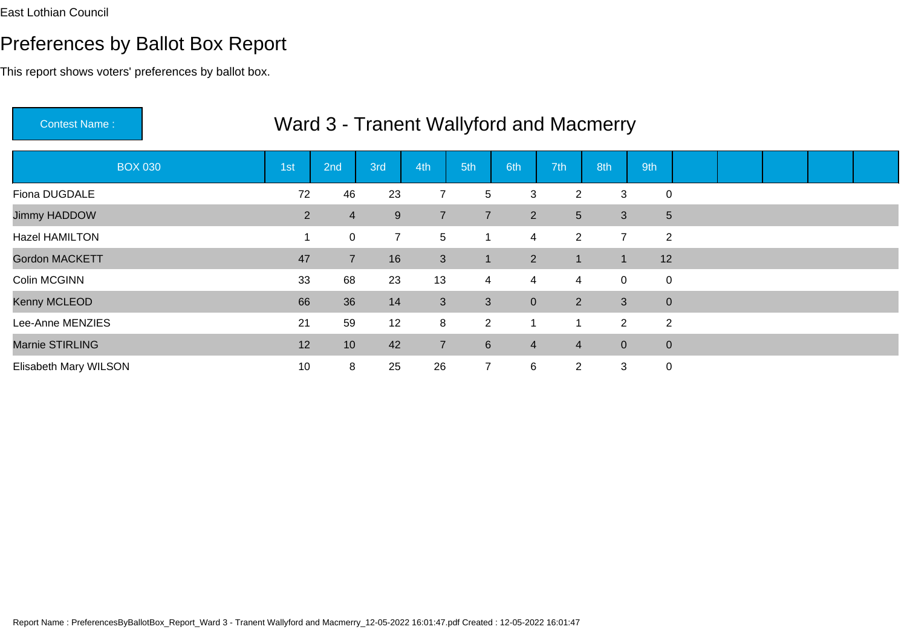East Lothian Council

# Preferences by Ballot Box Report

This report shows voters' preferences by ballot box.

**Contest Name :** Ward 3 - Tranent Wallyford and Macmerry

| BOX 030 | 1st | 2nd | 3rd | 4th | 5th | 6th | 7th | 8th | 9th |
|---|---|---|---|---|---|---|---|---|---|
| Fiona DUGDALE | 72 | 46 | 23 | 7 | 5 | 3 | 2 | 3 | 0 |
| Jimmy HADDOW | 2 | 4 | 9 | 7 | 7 | 2 | 5 | 3 | 5 |
| Hazel HAMILTON | 1 | 0 | 7 | 5 | 1 | 4 | 2 | 7 | 2 |
| Gordon MACKETT | 47 | 7 | 16 | 3 | 1 | 2 | 1 | 1 | 12 |
| Colin MCGINN | 33 | 68 | 23 | 13 | 4 | 4 | 4 | 0 | 0 |
| Kenny MCLEOD | 66 | 36 | 14 | 3 | 3 | 0 | 2 | 3 | 0 |
| Lee-Anne MENZIES | 21 | 59 | 12 | 8 | 2 | 1 | 1 | 2 | 2 |
| Marnie STIRLING | 12 | 10 | 42 | 7 | 6 | 4 | 4 | 0 | 0 |
| Elisabeth Mary WILSON | 10 | 8 | 25 | 26 | 7 | 6 | 2 | 3 | 0 |

Report Name : PreferencesByBallotBox_Report_Ward 3 - Tranent Wallyford and Macmerry_12-05-2022 16:01:47.pdf Created : 12-05-2022 16:01:47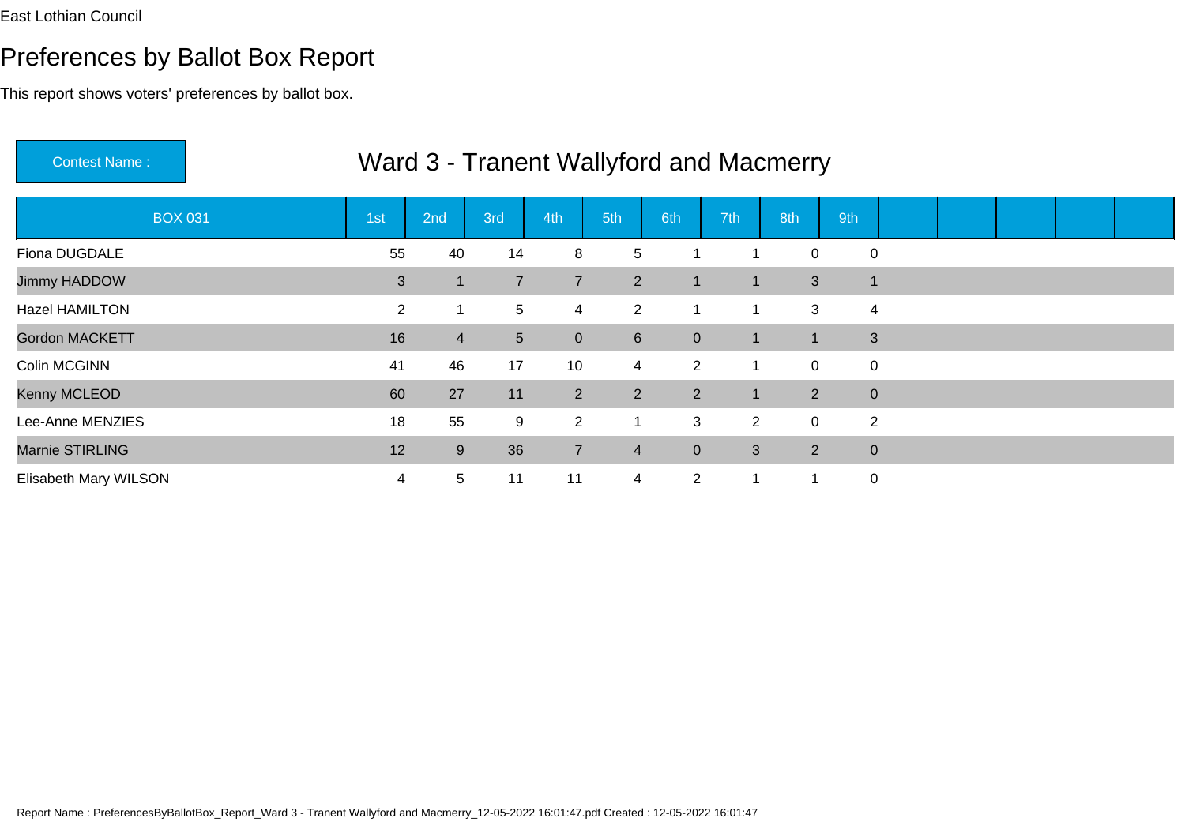East Lothian Council

# Preferences by Ballot Box Report

This report shows voters' preferences by ballot box.

**Contest Name :** Ward 3 - Tranent Wallyford and Macmerry

| BOX 031 | 1st | 2nd | 3rd | 4th | 5th | 6th | 7th | 8th | 9th |
|---|---|---|---|---|---|---|---|---|---|
| Fiona DUGDALE | 55 | 40 | 14 | 8 | 5 | 1 | 1 | 0 | 0 |
| Jimmy HADDOW | 3 | 1 | 7 | 7 | 2 | 1 | 1 | 3 | 1 |
| Hazel HAMILTON | 2 | 1 | 5 | 4 | 2 | 1 | 1 | 3 | 4 |
| Gordon MACKETT | 16 | 4 | 5 | 0 | 6 | 0 | 1 | 1 | 3 |
| Colin MCGINN | 41 | 46 | 17 | 10 | 4 | 2 | 1 | 0 | 0 |
| Kenny MCLEOD | 60 | 27 | 11 | 2 | 2 | 2 | 1 | 2 | 0 |
| Lee-Anne MENZIES | 18 | 55 | 9 | 2 | 1 | 3 | 2 | 0 | 2 |
| Marnie STIRLING | 12 | 9 | 36 | 7 | 4 | 0 | 3 | 2 | 0 |
| Elisabeth Mary WILSON | 4 | 5 | 11 | 11 | 4 | 2 | 1 | 1 | 0 |

Report Name : PreferencesByBallotBox_Report_Ward 3 - Tranent Wallyford and Macmerry_12-05-2022 16:01:47.pdf Created : 12-05-2022 16:01:47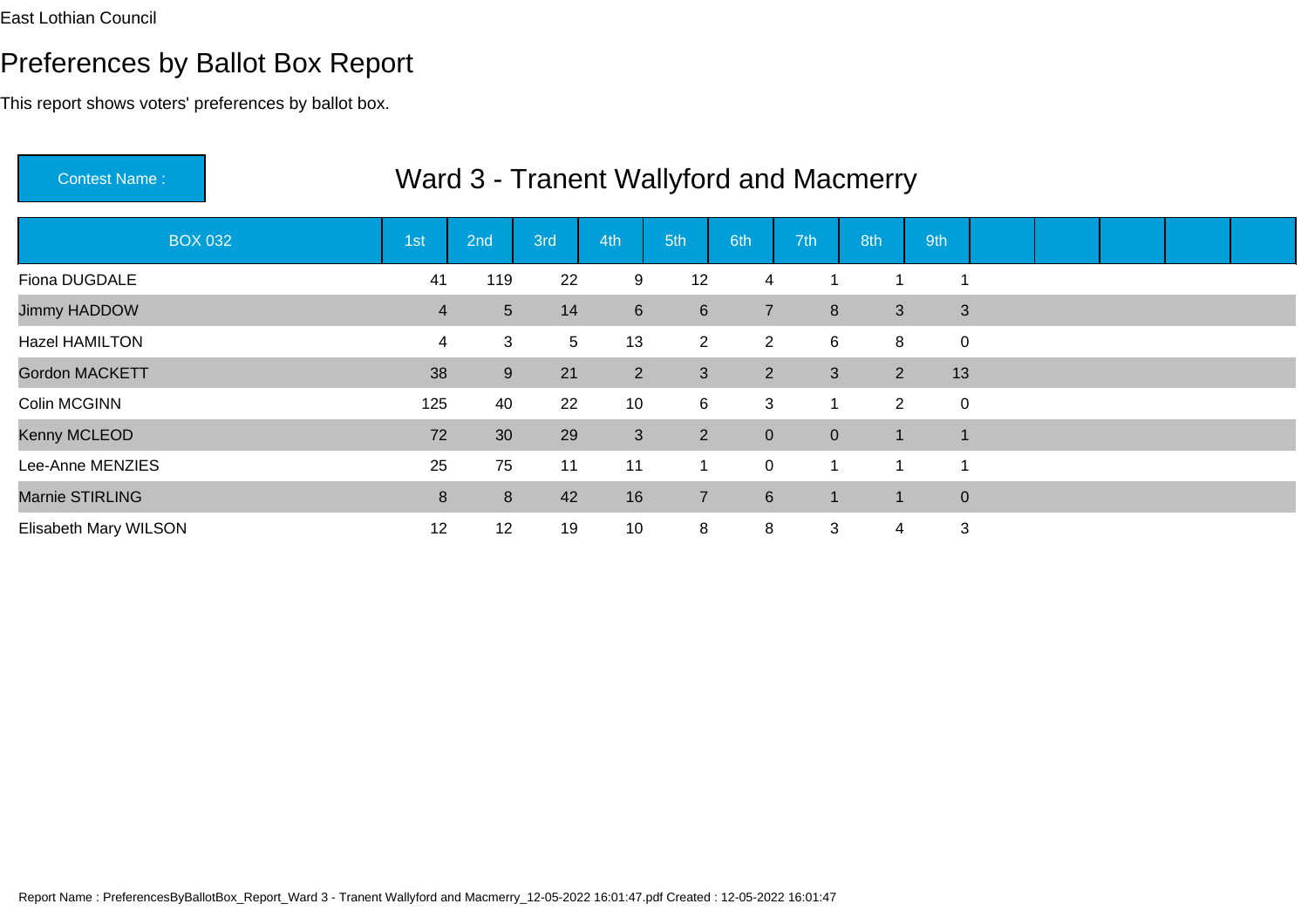East Lothian Council

# Preferences by Ballot Box Report

This report shows voters' preferences by ballot box.

**Contest Name :** Ward 3 - Tranent Wallyford and Macmerry

| BOX 032 | 1st | 2nd | 3rd | 4th | 5th | 6th | 7th | 8th | 9th | | | | | |
|---|---|---|---|---|---|---|---|---|---|---|---|---|---|---|
| Fiona DUGDALE | 41 | 119 | 22 | 9 | 12 | 4 | 1 | 1 | 1 | | | | | |
| Jimmy HADDOW | 4 | 5 | 14 | 6 | 6 | 7 | 8 | 3 | 3 | | | | | |
| Hazel HAMILTON | 4 | 3 | 5 | 13 | 2 | 2 | 6 | 8 | 0 | | | | | |
| Gordon MACKETT | 38 | 9 | 21 | 2 | 3 | 2 | 3 | 2 | 13 | | | | | |
| Colin MCGINN | 125 | 40 | 22 | 10 | 6 | 3 | 1 | 2 | 0 | | | | | |
| Kenny MCLEOD | 72 | 30 | 29 | 3 | 2 | 0 | 0 | 1 | 1 | | | | | |
| Lee-Anne MENZIES | 25 | 75 | 11 | 11 | 1 | 0 | 1 | 1 | 1 | | | | | |
| Marnie STIRLING | 8 | 8 | 42 | 16 | 7 | 6 | 1 | 1 | 0 | | | | | |
| Elisabeth Mary WILSON | 12 | 12 | 19 | 10 | 8 | 8 | 3 | 4 | 3 | | | | | |

Report Name : PreferencesByBallotBox_Report_Ward 3 - Tranent Wallyford and Macmerry_12-05-2022 16:01:47.pdf Created : 12-05-2022 16:01:47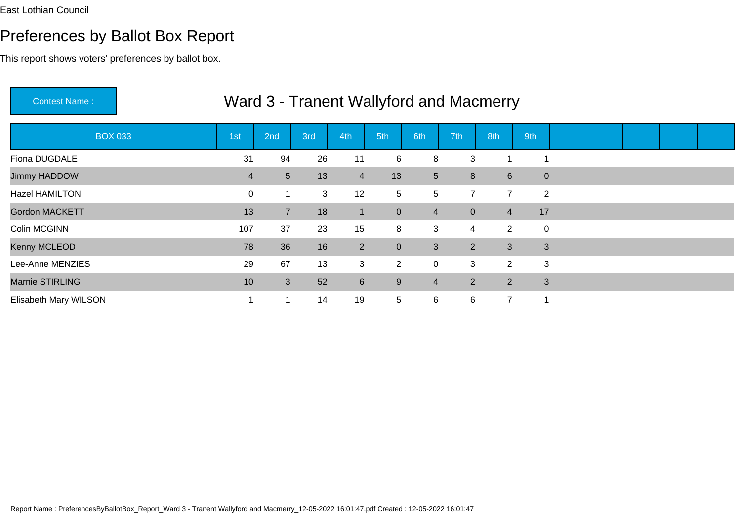East Lothian Council

# Preferences by Ballot Box Report

This report shows voters' preferences by ballot box.

**Contest Name :** Ward 3 - Tranent Wallyford and Macmerry

| BOX 033 | 1st | 2nd | 3rd | 4th | 5th | 6th | 7th | 8th | 9th |
|---|---|---|---|---|---|---|---|---|---|
| Fiona DUGDALE | 31 | 94 | 26 | 11 | 6 | 8 | 3 | 1 | 1 |
| Jimmy HADDOW | 4 | 5 | 13 | 4 | 13 | 5 | 8 | 6 | 0 |
| Hazel HAMILTON | 0 | 1 | 3 | 12 | 5 | 5 | 7 | 7 | 2 |
| Gordon MACKETT | 13 | 7 | 18 | 1 | 0 | 4 | 0 | 4 | 17 |
| Colin MCGINN | 107 | 37 | 23 | 15 | 8 | 3 | 4 | 2 | 0 |
| Kenny MCLEOD | 78 | 36 | 16 | 2 | 0 | 3 | 2 | 3 | 3 |
| Lee-Anne MENZIES | 29 | 67 | 13 | 3 | 2 | 0 | 3 | 2 | 3 |
| Marnie STIRLING | 10 | 3 | 52 | 6 | 9 | 4 | 2 | 2 | 3 |
| Elisabeth Mary WILSON | 1 | 1 | 14 | 19 | 5 | 6 | 6 | 7 | 1 |

Report Name : PreferencesByBallotBox_Report_Ward 3 - Tranent Wallyford and Macmerry_12-05-2022 16:01:47.pdf Created : 12-05-2022 16:01:47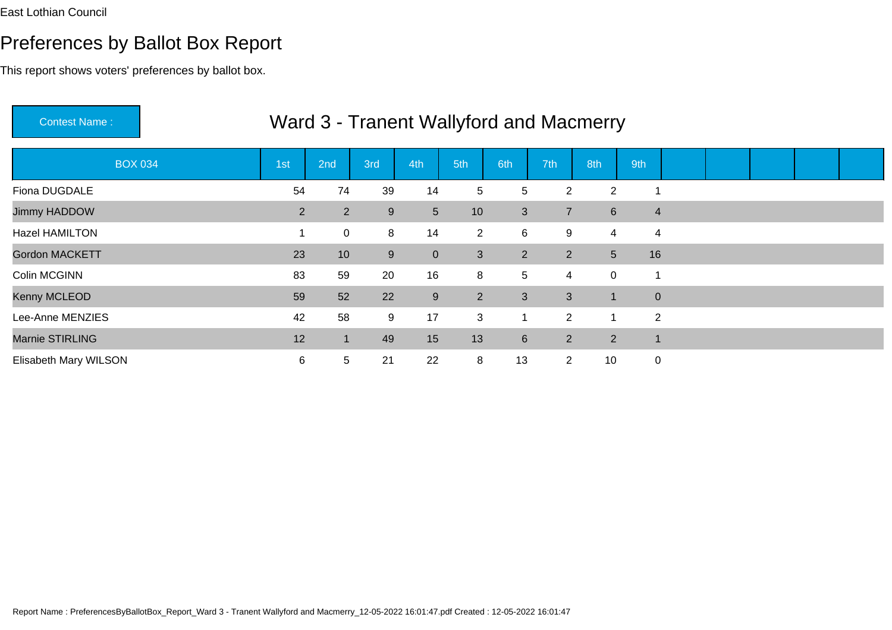East Lothian Council

# Preferences by Ballot Box Report

This report shows voters' preferences by ballot box.

**Contest Name :** Ward 3 - Tranent Wallyford and Macmerry

| BOX 034 | 1st | 2nd | 3rd | 4th | 5th | 6th | 7th | 8th | 9th | | | | | |
|---|---|---|---|---|---|---|---|---|---|---|---|---|---|---|
| Fiona DUGDALE | 54 | 74 | 39 | 14 | 5 | 5 | 2 | 2 | 1 | | | | | |
| Jimmy HADDOW | 2 | 2 | 9 | 5 | 10 | 3 | 7 | 6 | 4 | | | | | |
| Hazel HAMILTON | 1 | 0 | 8 | 14 | 2 | 6 | 9 | 4 | 4 | | | | | |
| Gordon MACKETT | 23 | 10 | 9 | 0 | 3 | 2 | 2 | 5 | 16 | | | | | |
| Colin MCGINN | 83 | 59 | 20 | 16 | 8 | 5 | 4 | 0 | 1 | | | | | |
| Kenny MCLEOD | 59 | 52 | 22 | 9 | 2 | 3 | 3 | 1 | 0 | | | | | |
| Lee-Anne MENZIES | 42 | 58 | 9 | 17 | 3 | 1 | 2 | 1 | 2 | | | | | |
| Marnie STIRLING | 12 | 1 | 49 | 15 | 13 | 6 | 2 | 2 | 1 | | | | | |
| Elisabeth Mary WILSON | 6 | 5 | 21 | 22 | 8 | 13 | 2 | 10 | 0 | | | | | |

Report Name : PreferencesByBallotBox_Report_Ward 3 - Tranent Wallyford and Macmerry_12-05-2022 16:01:47.pdf Created : 12-05-2022 16:01:47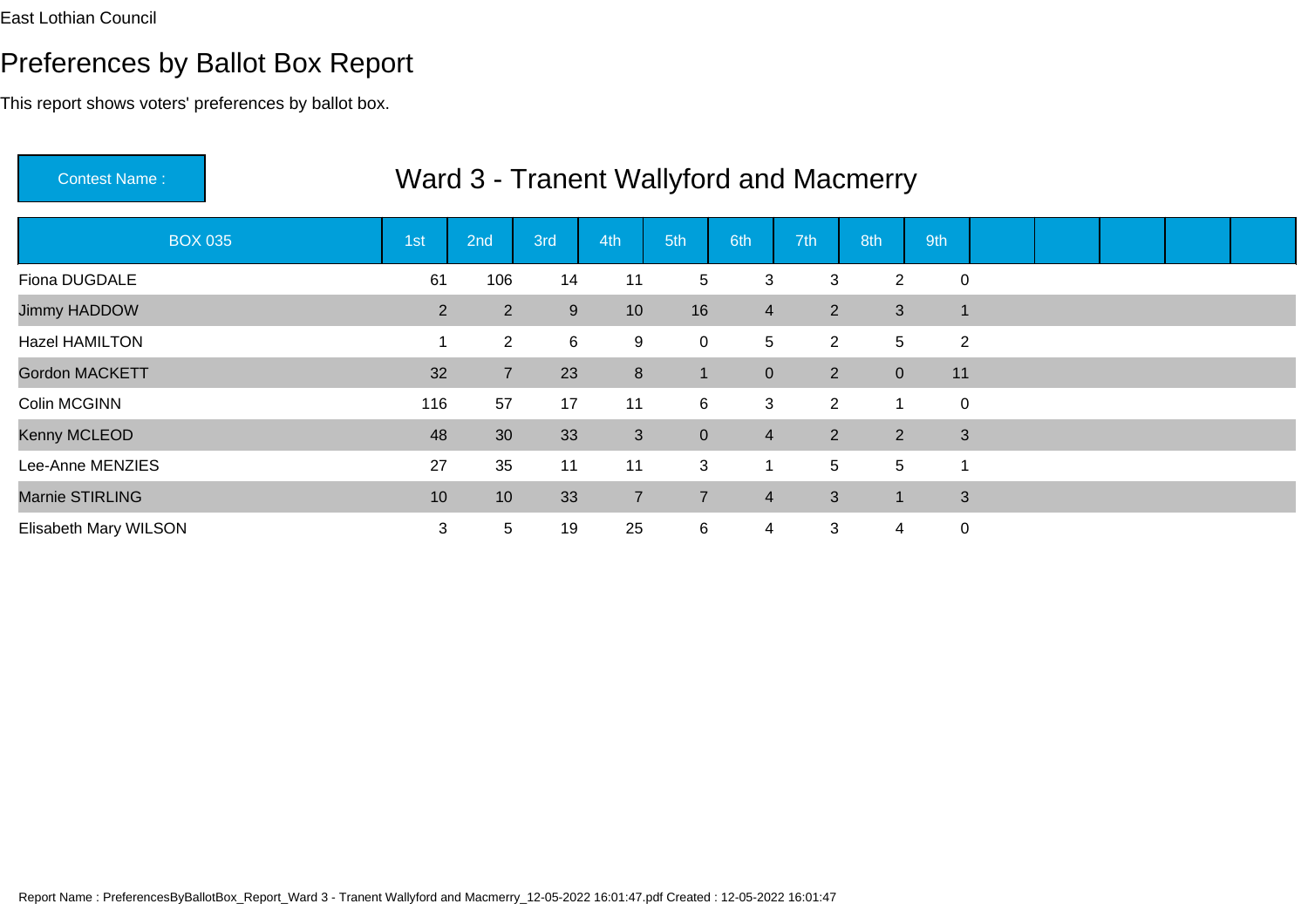East Lothian Council

# Preferences by Ballot Box Report

This report shows voters' preferences by ballot box.

**Contest Name :** Ward 3 - Tranent Wallyford and Macmerry

| BOX 035 | 1st | 2nd | 3rd | 4th | 5th | 6th | 7th | 8th | 9th | | | | | |
|---|---|---|---|---|---|---|---|---|---|---|---|---|---|---|
| Fiona DUGDALE | 61 | 106 | 14 | 11 | 5 | 3 | 3 | 2 | 0 | | | | | |
| Jimmy HADDOW | 2 | 2 | 9 | 10 | 16 | 4 | 2 | 3 | 1 | | | | | |
| Hazel HAMILTON | 1 | 2 | 6 | 9 | 0 | 5 | 2 | 5 | 2 | | | | | |
| Gordon MACKETT | 32 | 7 | 23 | 8 | 1 | 0 | 2 | 0 | 11 | | | | | |
| Colin MCGINN | 116 | 57 | 17 | 11 | 6 | 3 | 2 | 1 | 0 | | | | | |
| Kenny MCLEOD | 48 | 30 | 33 | 3 | 0 | 4 | 2 | 2 | 3 | | | | | |
| Lee-Anne MENZIES | 27 | 35 | 11 | 11 | 3 | 1 | 5 | 5 | 1 | | | | | |
| Marnie STIRLING | 10 | 10 | 33 | 7 | 7 | 4 | 3 | 1 | 3 | | | | | |
| Elisabeth Mary WILSON | 3 | 5 | 19 | 25 | 6 | 4 | 3 | 4 | 0 | | | | | |

Report Name : PreferencesByBallotBox_Report_Ward 3 - Tranent Wallyford and Macmerry_12-05-2022 16:01:47.pdf Created : 12-05-2022 16:01:47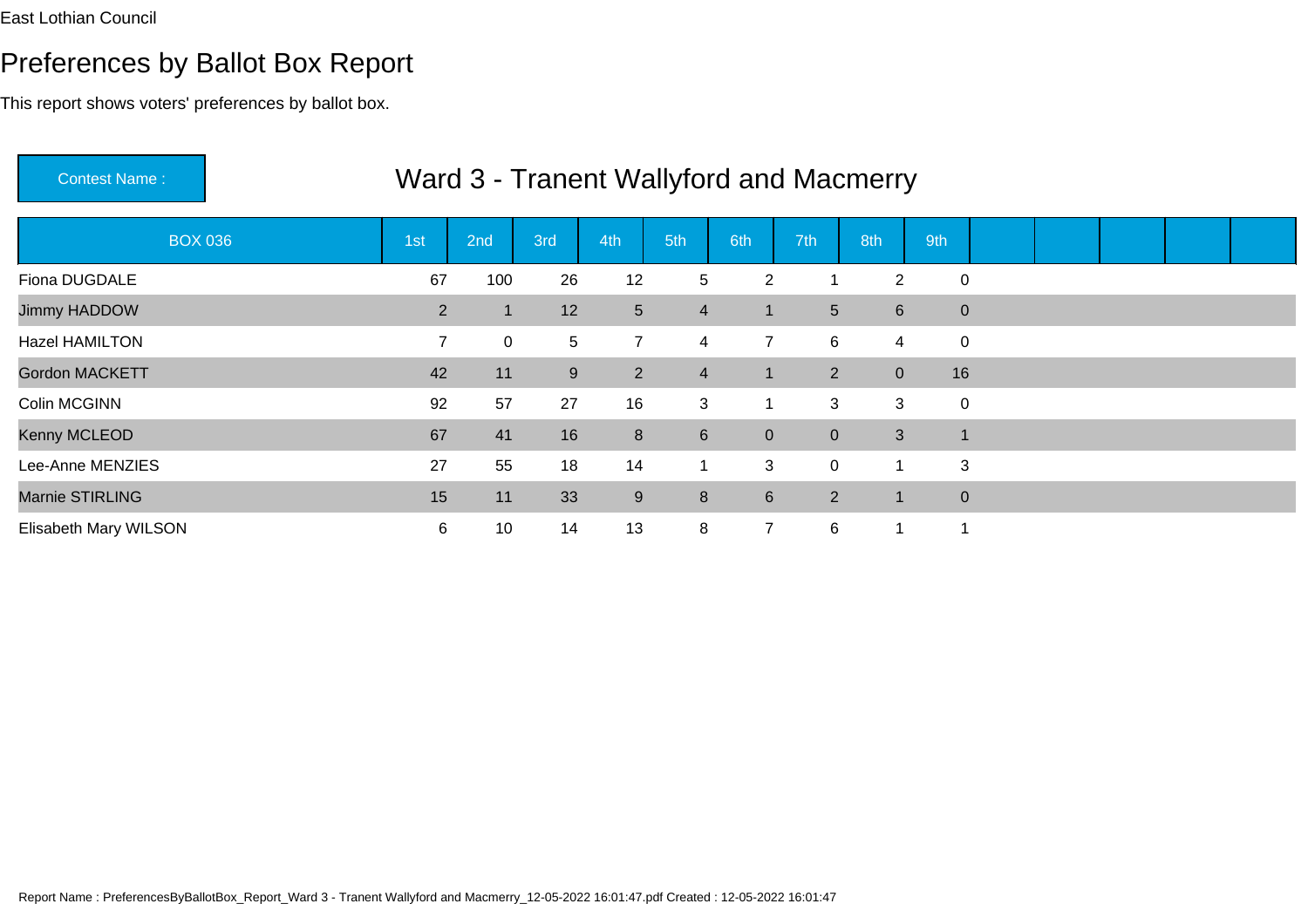East Lothian Council

# Preferences by Ballot Box Report

This report shows voters' preferences by ballot box.

Contest Name : **Ward 3 - Tranent Wallyford and Macmerry**

| BOX 036 | 1st | 2nd | 3rd | 4th | 5th | 6th | 7th | 8th | 9th | | | | | |
|---|---|---|---|---|---|---|---|---|---|---|---|---|---|---|
| Fiona DUGDALE | 67 | 100 | 26 | 12 | 5 | 2 | 1 | 2 | 0 | | | | | |
| Jimmy HADDOW | 2 | 1 | 12 | 5 | 4 | 1 | 5 | 6 | 0 | | | | | |
| Hazel HAMILTON | 7 | 0 | 5 | 7 | 4 | 7 | 6 | 4 | 0 | | | | | |
| Gordon MACKETT | 42 | 11 | 9 | 2 | 4 | 1 | 2 | 0 | 16 | | | | | |
| Colin MCGINN | 92 | 57 | 27 | 16 | 3 | 1 | 3 | 3 | 0 | | | | | |
| Kenny MCLEOD | 67 | 41 | 16 | 8 | 6 | 0 | 0 | 3 | 1 | | | | | |
| Lee-Anne MENZIES | 27 | 55 | 18 | 14 | 1 | 3 | 0 | 1 | 3 | | | | | |
| Marnie STIRLING | 15 | 11 | 33 | 9 | 8 | 6 | 2 | 1 | 0 | | | | | |
| Elisabeth Mary WILSON | 6 | 10 | 14 | 13 | 8 | 7 | 6 | 1 | 1 | | | | | |

Report Name : PreferencesByBallotBox_Report_Ward 3 - Tranent Wallyford and Macmerry_12-05-2022 16:01:47.pdf Created : 12-05-2022 16:01:47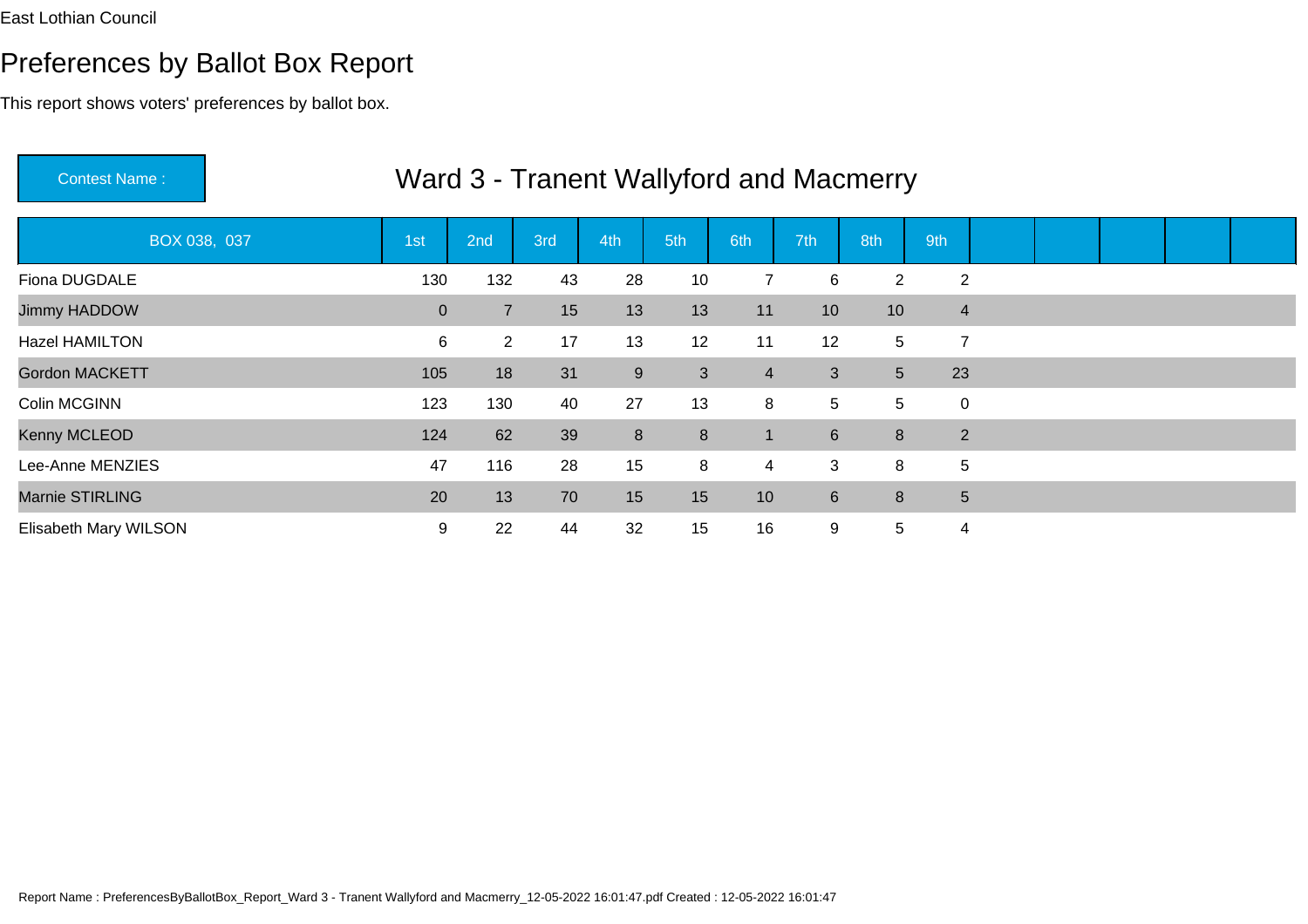East Lothian Council

# Preferences by Ballot Box Report

This report shows voters' preferences by ballot box.

Contest Name : **Ward 3 - Tranent Wallyford and Macmerry**

| BOX 038, 037 | 1st | 2nd | 3rd | 4th | 5th | 6th | 7th | 8th | 9th | | | | | |
|---|---|---|---|---|---|---|---|---|---|---|---|---|---|---|
| Fiona DUGDALE | 130 | 132 | 43 | 28 | 10 | 7 | 6 | 2 | 2 | | | | | |
| Jimmy HADDOW | 0 | 7 | 15 | 13 | 13 | 11 | 10 | 10 | 4 | | | | | |
| Hazel HAMILTON | 6 | 2 | 17 | 13 | 12 | 11 | 12 | 5 | 7 | | | | | |
| Gordon MACKETT | 105 | 18 | 31 | 9 | 3 | 4 | 3 | 5 | 23 | | | | | |
| Colin MCGINN | 123 | 130 | 40 | 27 | 13 | 8 | 5 | 5 | 0 | | | | | |
| Kenny MCLEOD | 124 | 62 | 39 | 8 | 8 | 1 | 6 | 8 | 2 | | | | | |
| Lee-Anne MENZIES | 47 | 116 | 28 | 15 | 8 | 4 | 3 | 8 | 5 | | | | | |
| Marnie STIRLING | 20 | 13 | 70 | 15 | 15 | 10 | 6 | 8 | 5 | | | | | |
| Elisabeth Mary WILSON | 9 | 22 | 44 | 32 | 15 | 16 | 9 | 5 | 4 | | | | | |

Report Name : PreferencesByBallotBox_Report_Ward 3 - Tranent Wallyford and Macmerry_12-05-2022 16:01:47.pdf Created : 12-05-2022 16:01:47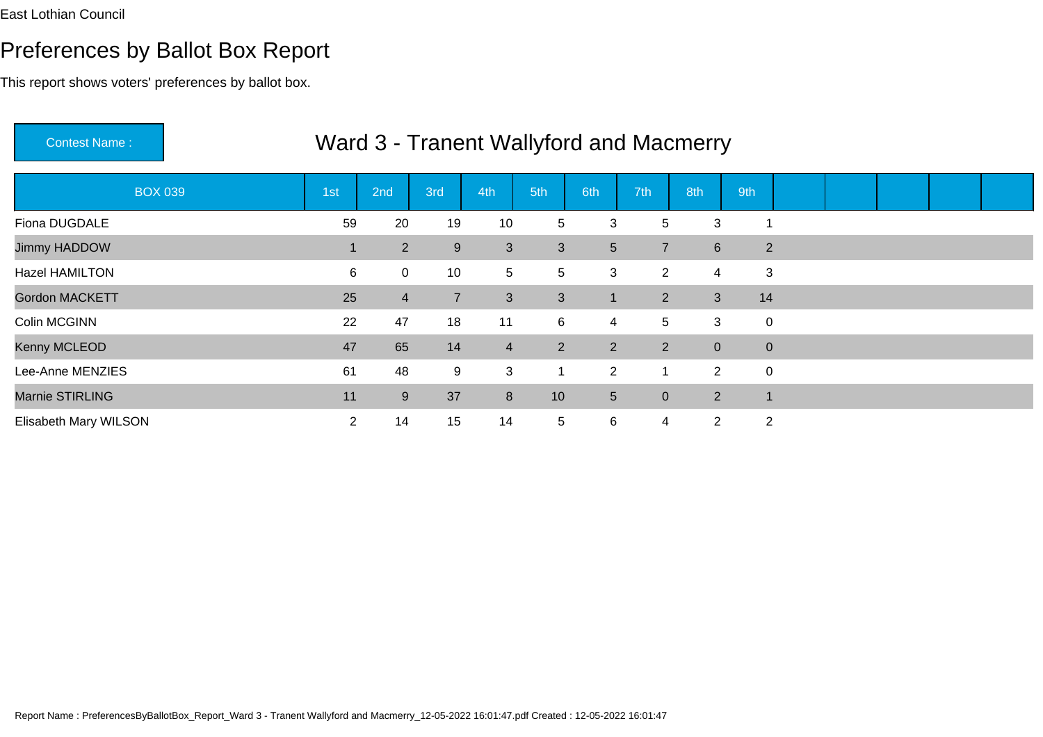East Lothian Council

# Preferences by Ballot Box Report

This report shows voters' preferences by ballot box.

**Contest Name :** Ward 3 - Tranent Wallyford and Macmerry

| BOX 039 | 1st | 2nd | 3rd | 4th | 5th | 6th | 7th | 8th | 9th | | | | | |
|---|---|---|---|---|---|---|---|---|---|---|---|---|---|---|
| Fiona DUGDALE | 59 | 20 | 19 | 10 | 5 | 3 | 5 | 3 | 1 | | | | | |
| Jimmy HADDOW | 1 | 2 | 9 | 3 | 3 | 5 | 7 | 6 | 2 | | | | | |
| Hazel HAMILTON | 6 | 0 | 10 | 5 | 5 | 3 | 2 | 4 | 3 | | | | | |
| Gordon MACKETT | 25 | 4 | 7 | 3 | 3 | 1 | 2 | 3 | 14 | | | | | |
| Colin MCGINN | 22 | 47 | 18 | 11 | 6 | 4 | 5 | 3 | 0 | | | | | |
| Kenny MCLEOD | 47 | 65 | 14 | 4 | 2 | 2 | 2 | 0 | 0 | | | | | |
| Lee-Anne MENZIES | 61 | 48 | 9 | 3 | 1 | 2 | 1 | 2 | 0 | | | | | |
| Marnie STIRLING | 11 | 9 | 37 | 8 | 10 | 5 | 0 | 2 | 1 | | | | | |
| Elisabeth Mary WILSON | 2 | 14 | 15 | 14 | 5 | 6 | 4 | 2 | 2 | | | | | |

Report Name : PreferencesByBallotBox_Report_Ward 3 - Tranent Wallyford and Macmerry_12-05-2022 16:01:47.pdf Created : 12-05-2022 16:01:47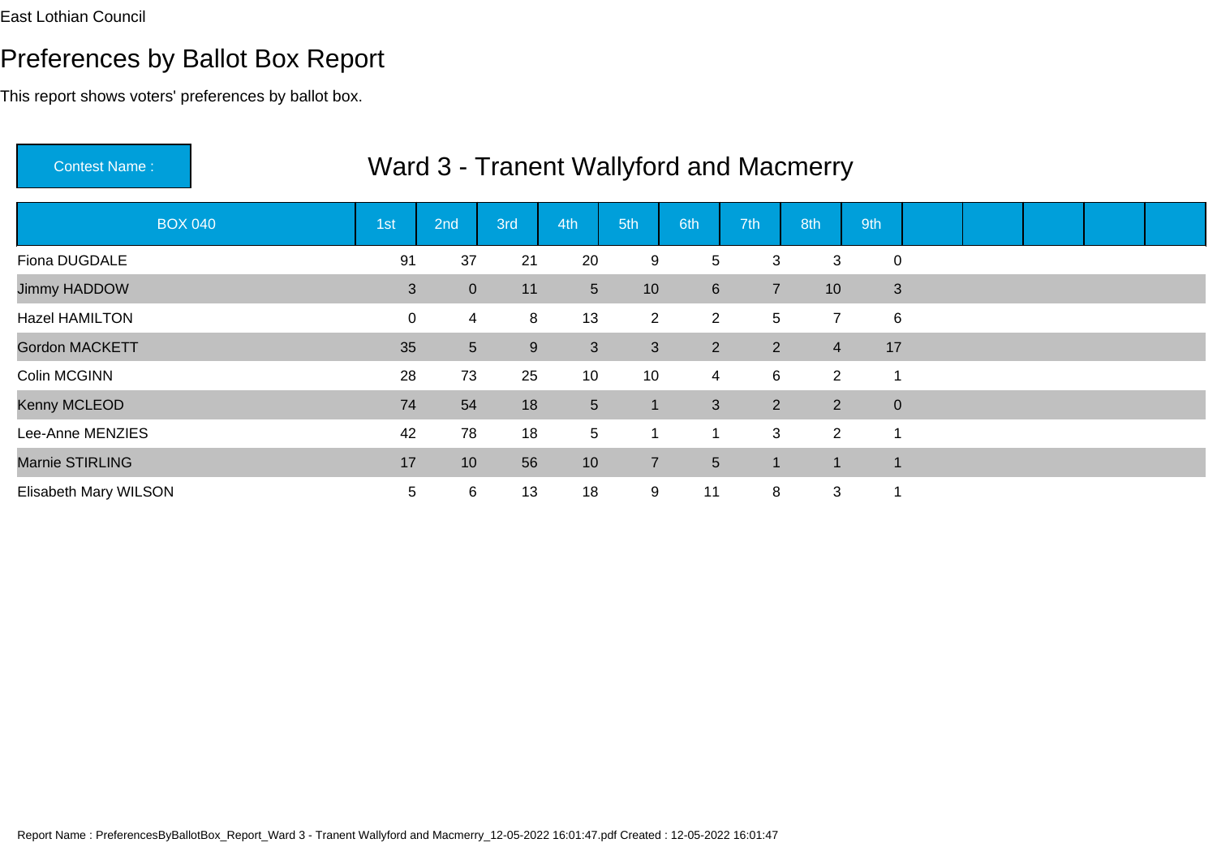East Lothian Council

# Preferences by Ballot Box Report

This report shows voters' preferences by ballot box.

Contest Name : Ward 3 - Tranent Wallyford and Macmerry

| BOX 040 | 1st | 2nd | 3rd | 4th | 5th | 6th | 7th | 8th | 9th |
|---|---|---|---|---|---|---|---|---|---|
| Fiona DUGDALE | 91 | 37 | 21 | 20 | 9 | 5 | 3 | 3 | 0 |
| Jimmy HADDOW | 3 | 0 | 11 | 5 | 10 | 6 | 7 | 10 | 3 |
| Hazel HAMILTON | 0 | 4 | 8 | 13 | 2 | 2 | 5 | 7 | 6 |
| Gordon MACKETT | 35 | 5 | 9 | 3 | 3 | 2 | 2 | 4 | 17 |
| Colin MCGINN | 28 | 73 | 25 | 10 | 10 | 4 | 6 | 2 | 1 |
| Kenny MCLEOD | 74 | 54 | 18 | 5 | 1 | 3 | 2 | 2 | 0 |
| Lee-Anne MENZIES | 42 | 78 | 18 | 5 | 1 | 1 | 3 | 2 | 1 |
| Marnie STIRLING | 17 | 10 | 56 | 10 | 7 | 5 | 1 | 1 | 1 |
| Elisabeth Mary WILSON | 5 | 6 | 13 | 18 | 9 | 11 | 8 | 3 | 1 |

Report Name : PreferencesByBallotBox_Report_Ward 3 - Tranent Wallyford and Macmerry_12-05-2022 16:01:47.pdf Created : 12-05-2022 16:01:47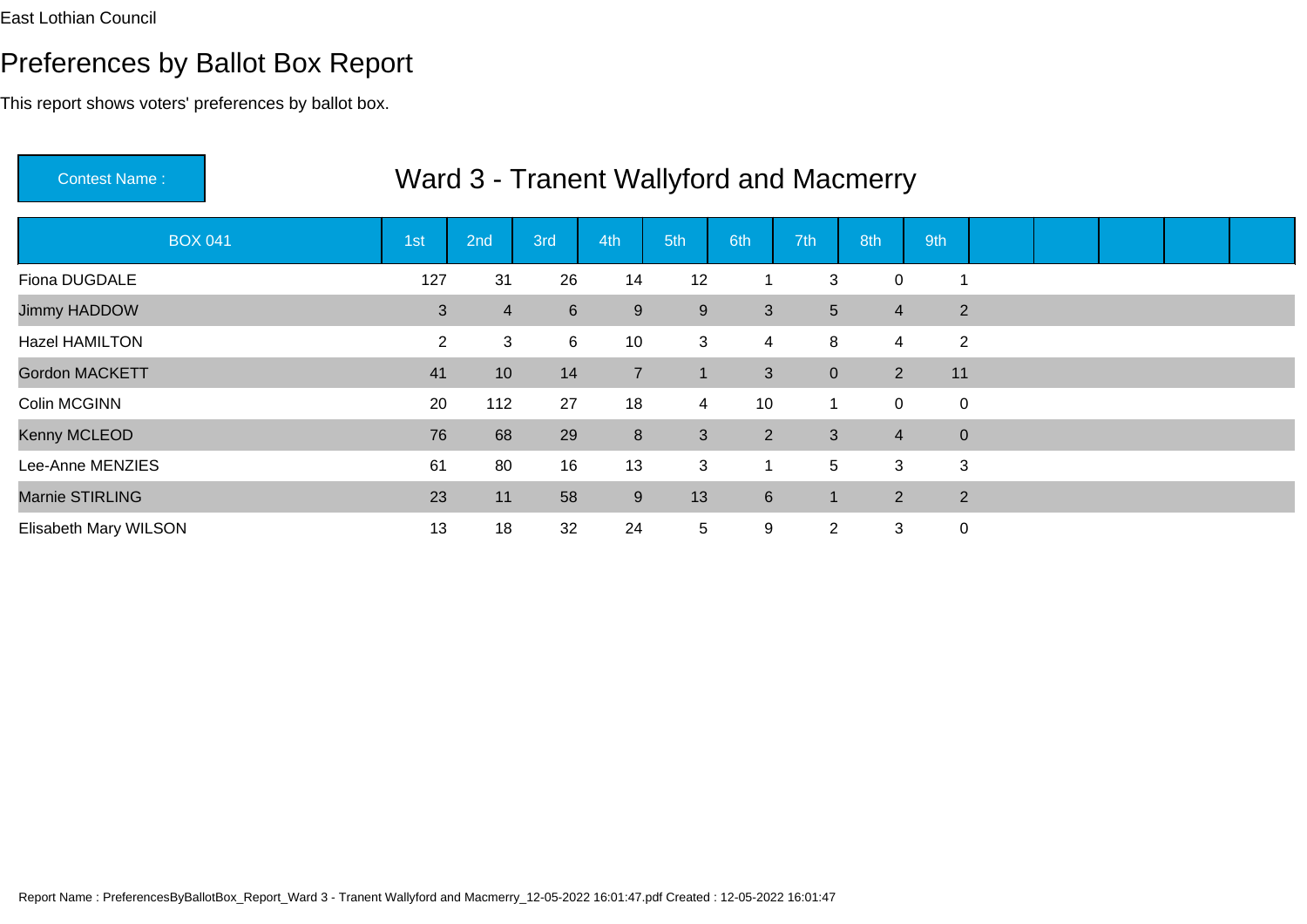East Lothian Council

# Preferences by Ballot Box Report

This report shows voters' preferences by ballot box.

**Contest Name :** Ward 3 - Tranent Wallyford and Macmerry

| BOX 041 | 1st | 2nd | 3rd | 4th | 5th | 6th | 7th | 8th | 9th | | | | | |
|---|---|---|---|---|---|---|---|---|---|---|---|---|---|---|
| Fiona DUGDALE | 127 | 31 | 26 | 14 | 12 | 1 | 3 | 0 | 1 | | | | | |
| Jimmy HADDOW | 3 | 4 | 6 | 9 | 9 | 3 | 5 | 4 | 2 | | | | | |
| Hazel HAMILTON | 2 | 3 | 6 | 10 | 3 | 4 | 8 | 4 | 2 | | | | | |
| Gordon MACKETT | 41 | 10 | 14 | 7 | 1 | 3 | 0 | 2 | 11 | | | | | |
| Colin MCGINN | 20 | 112 | 27 | 18 | 4 | 10 | 1 | 0 | 0 | | | | | |
| Kenny MCLEOD | 76 | 68 | 29 | 8 | 3 | 2 | 3 | 4 | 0 | | | | | |
| Lee-Anne MENZIES | 61 | 80 | 16 | 13 | 3 | 1 | 5 | 3 | 3 | | | | | |
| Marnie STIRLING | 23 | 11 | 58 | 9 | 13 | 6 | 1 | 2 | 2 | | | | | |
| Elisabeth Mary WILSON | 13 | 18 | 32 | 24 | 5 | 9 | 2 | 3 | 0 | | | | | |

Report Name : PreferencesByBallotBox_Report_Ward 3 - Tranent Wallyford and Macmerry_12-05-2022 16:01:47.pdf Created : 12-05-2022 16:01:47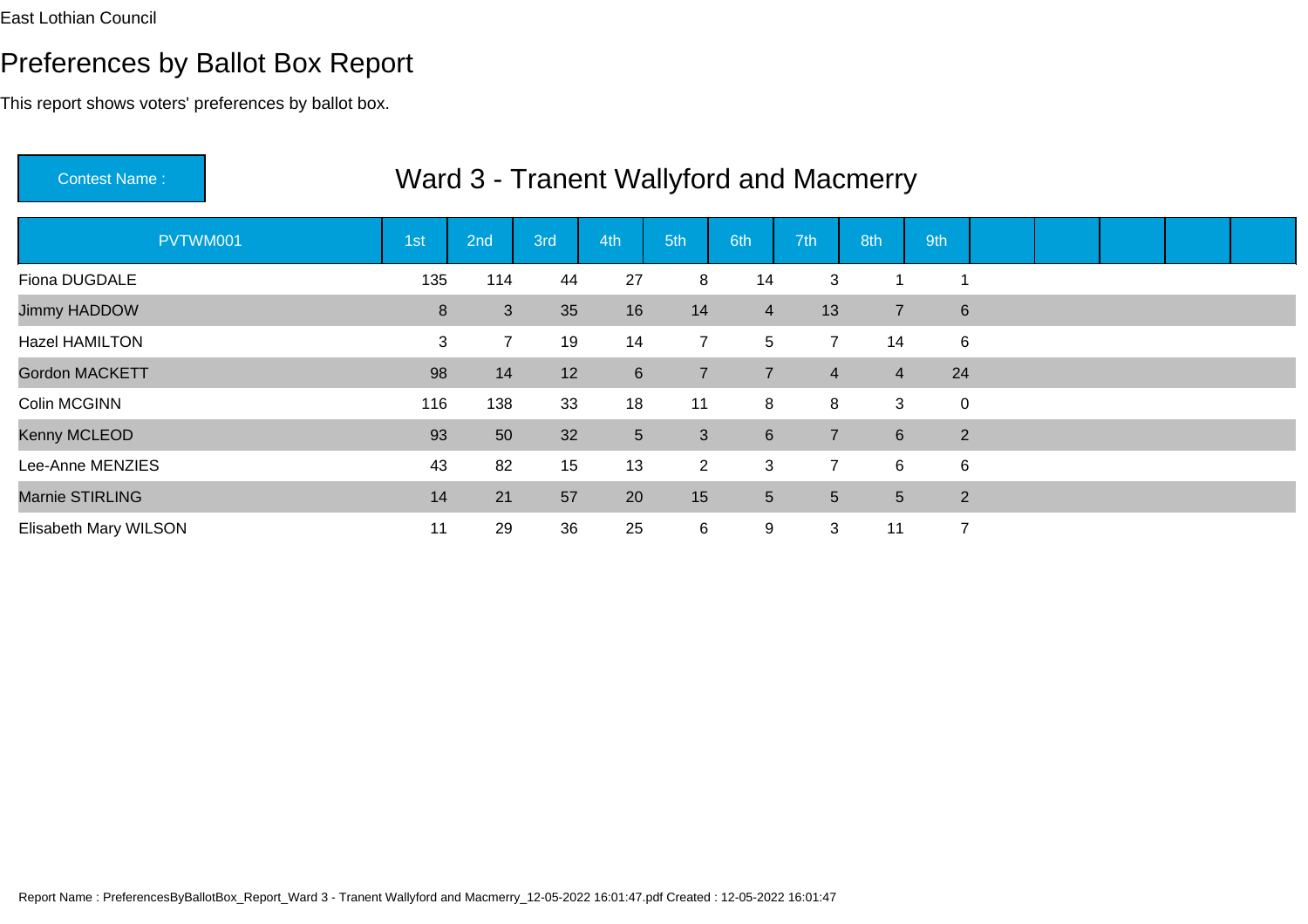East Lothian Council

# Preferences by Ballot Box Report

This report shows voters' preferences by ballot box.

**Contest Name :** Ward 3 - Tranent Wallyford and Macmerry

| PVTWM001 | 1st | 2nd | 3rd | 4th | 5th | 6th | 7th | 8th | 9th | | | | | |
|---|---|---|---|---|---|---|---|---|---|---|---|---|---|---|
| Fiona DUGDALE | 135 | 114 | 44 | 27 | 8 | 14 | 3 | 1 | 1 | | | | | |
| Jimmy HADDOW | 8 | 3 | 35 | 16 | 14 | 4 | 13 | 7 | 6 | | | | | |
| Hazel HAMILTON | 3 | 7 | 19 | 14 | 7 | 5 | 7 | 14 | 6 | | | | | |
| Gordon MACKETT | 98 | 14 | 12 | 6 | 7 | 7 | 4 | 4 | 24 | | | | | |
| Colin MCGINN | 116 | 138 | 33 | 18 | 11 | 8 | 8 | 3 | 0 | | | | | |
| Kenny MCLEOD | 93 | 50 | 32 | 5 | 3 | 6 | 7 | 6 | 2 | | | | | |
| Lee-Anne MENZIES | 43 | 82 | 15 | 13 | 2 | 3 | 7 | 6 | 6 | | | | | |
| Marnie STIRLING | 14 | 21 | 57 | 20 | 15 | 5 | 5 | 5 | 2 | | | | | |
| Elisabeth Mary WILSON | 11 | 29 | 36 | 25 | 6 | 9 | 3 | 11 | 7 | | | | | |

Report Name : PreferencesByBallotBox_Report_Ward 3 - Tranent Wallyford and Macmerry_12-05-2022 16:01:47.pdf Created : 12-05-2022 16:01:47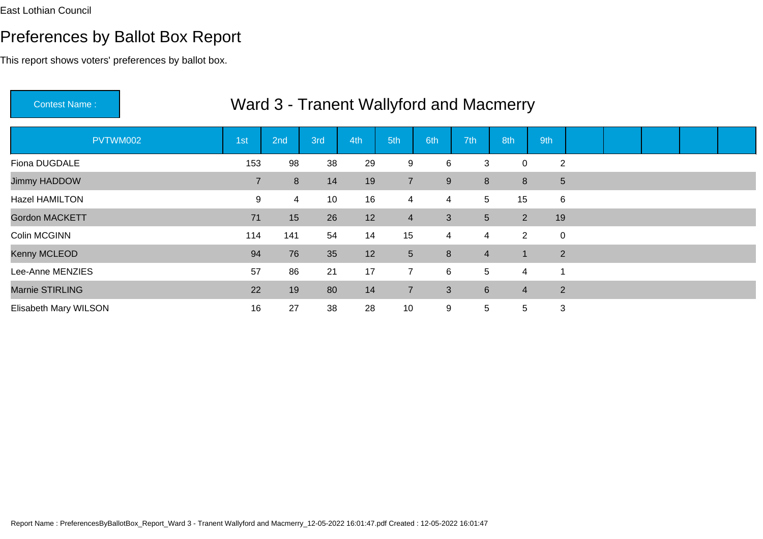East Lothian Council

# Preferences by Ballot Box Report

This report shows voters' preferences by ballot box.

Contest Name : **Ward 3 - Tranent Wallyford and Macmerry**

| PVTWM002 | 1st | 2nd | 3rd | 4th | 5th | 6th | 7th | 8th | 9th | | | | | |
|---|---|---|---|---|---|---|---|---|---|---|---|---|---|---|
| Fiona DUGDALE | 153 | 98 | 38 | 29 | 9 | 6 | 3 | 0 | 2 | | | | | |
| Jimmy HADDOW | 7 | 8 | 14 | 19 | 7 | 9 | 8 | 8 | 5 | | | | | |
| Hazel HAMILTON | 9 | 4 | 10 | 16 | 4 | 4 | 5 | 15 | 6 | | | | | |
| Gordon MACKETT | 71 | 15 | 26 | 12 | 4 | 3 | 5 | 2 | 19 | | | | | |
| Colin MCGINN | 114 | 141 | 54 | 14 | 15 | 4 | 4 | 2 | 0 | | | | | |
| Kenny MCLEOD | 94 | 76 | 35 | 12 | 5 | 8 | 4 | 1 | 2 | | | | | |
| Lee-Anne MENZIES | 57 | 86 | 21 | 17 | 7 | 6 | 5 | 4 | 1 | | | | | |
| Marnie STIRLING | 22 | 19 | 80 | 14 | 7 | 3 | 6 | 4 | 2 | | | | | |
| Elisabeth Mary WILSON | 16 | 27 | 38 | 28 | 10 | 9 | 5 | 5 | 3 | | | | | |

Report Name : PreferencesByBallotBox_Report_Ward 3 - Tranent Wallyford and Macmerry_12-05-2022 16:01:47.pdf Created : 12-05-2022 16:01:47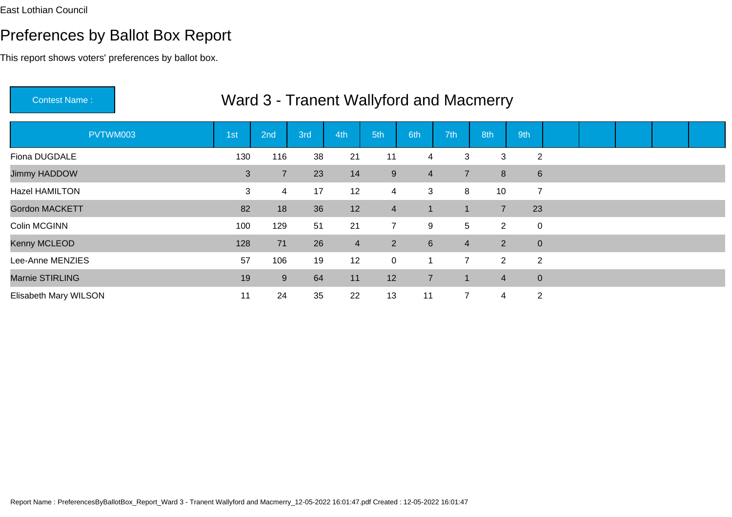East Lothian Council

# Preferences by Ballot Box Report

This report shows voters' preferences by ballot box.

**Contest Name :** Ward 3 - Tranent Wallyford and Macmerry

| PVTWM003 | 1st | 2nd | 3rd | 4th | 5th | 6th | 7th | 8th | 9th |
|---|---|---|---|---|---|---|---|---|---|
| Fiona DUGDALE | 130 | 116 | 38 | 21 | 11 | 4 | 3 | 3 | 2 |
| Jimmy HADDOW | 3 | 7 | 23 | 14 | 9 | 4 | 7 | 8 | 6 |
| Hazel HAMILTON | 3 | 4 | 17 | 12 | 4 | 3 | 8 | 10 | 7 |
| Gordon MACKETT | 82 | 18 | 36 | 12 | 4 | 1 | 1 | 7 | 23 |
| Colin MCGINN | 100 | 129 | 51 | 21 | 7 | 9 | 5 | 2 | 0 |
| Kenny MCLEOD | 128 | 71 | 26 | 4 | 2 | 6 | 4 | 2 | 0 |
| Lee-Anne MENZIES | 57 | 106 | 19 | 12 | 0 | 1 | 7 | 2 | 2 |
| Marnie STIRLING | 19 | 9 | 64 | 11 | 12 | 7 | 1 | 4 | 0 |
| Elisabeth Mary WILSON | 11 | 24 | 35 | 22 | 13 | 11 | 7 | 4 | 2 |

Report Name : PreferencesByBallotBox_Report_Ward 3 - Tranent Wallyford and Macmerry_12-05-2022 16:01:47.pdf Created : 12-05-2022 16:01:47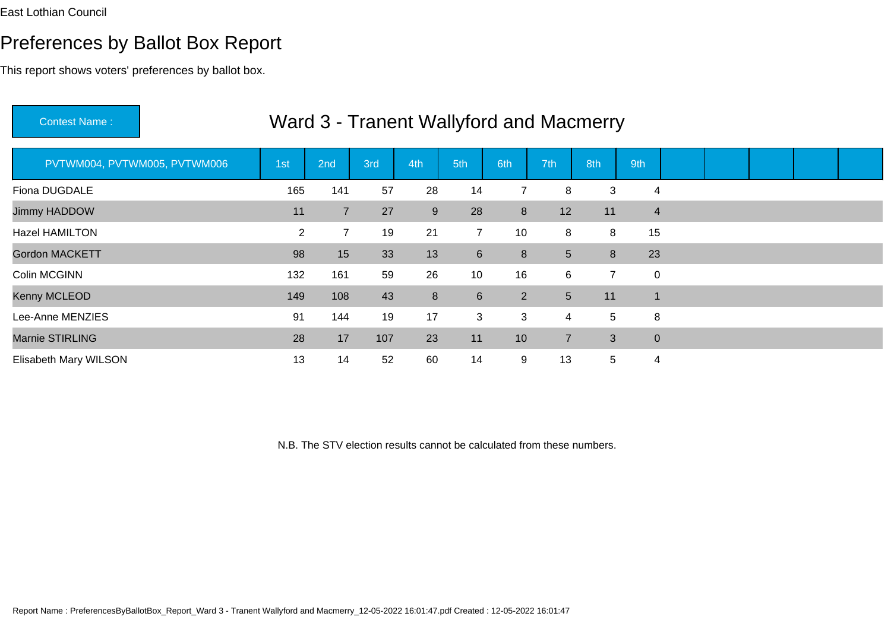East Lothian Council

# Preferences by Ballot Box Report

This report shows voters' preferences by ballot box.

**Contest Name :** Ward 3 - Tranent Wallyford and Macmerry

| PVTWM004, PVTWM005, PVTWM006 | 1st | 2nd | 3rd | 4th | 5th | 6th | 7th | 8th | 9th |
|---|---|---|---|---|---|---|---|---|---|
| Fiona DUGDALE | 165 | 141 | 57 | 28 | 14 | 7 | 8 | 3 | 4 |
| Jimmy HADDOW | 11 | 7 | 27 | 9 | 28 | 8 | 12 | 11 | 4 |
| Hazel HAMILTON | 2 | 7 | 19 | 21 | 7 | 10 | 8 | 8 | 15 |
| Gordon MACKETT | 98 | 15 | 33 | 13 | 6 | 8 | 5 | 8 | 23 |
| Colin MCGINN | 132 | 161 | 59 | 26 | 10 | 16 | 6 | 7 | 0 |
| Kenny MCLEOD | 149 | 108 | 43 | 8 | 6 | 2 | 5 | 11 | 1 |
| Lee-Anne MENZIES | 91 | 144 | 19 | 17 | 3 | 3 | 4 | 5 | 8 |
| Marnie STIRLING | 28 | 17 | 107 | 23 | 11 | 10 | 7 | 3 | 0 |
| Elisabeth Mary WILSON | 13 | 14 | 52 | 60 | 14 | 9 | 13 | 5 | 4 |

N.B. The STV election results cannot be calculated from these numbers.

Report Name : PreferencesByBallotBox_Report_Ward 3 - Tranent Wallyford and Macmerry_12-05-2022 16:01:47.pdf Created : 12-05-2022 16:01:47